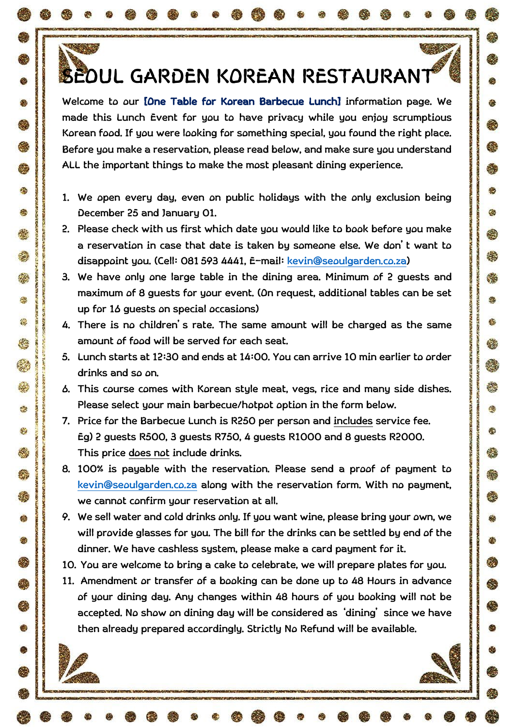# SEOUL GARDEN KOREAN RESTAURANT

Welcome to our **[One Table for Korean Barbecue Lunch]** information page. We made this Lunch Event for you to have privacy while you enjoy scrumptious Korean food. If you were looking for something special, you found the right place. Before you make a reservation, please read below, and make sure you understand ALL the important things to make the most pleasant dining experience.

1. We open every day, even on public holidays with the only exclusion being December 25 and January 01.
2. Please check with us first which date you would like to book before you make a reservation in case that date is taken by someone else. We don't want to disappoint you. (Cell: 081 593 4441, E-mail: kevin@seoulgarden.co.za)
3. We have only one large table in the dining area. Minimum of 2 guests and maximum of 8 guests for your event. (On request, additional tables can be set up for 16 guests on special occasions)
4. There is no children's rate. The same amount will be charged as the same amount of food will be served for each seat.
5. Lunch starts at 12:30 and ends at 14:00. You can arrive 10 min earlier to order drinks and so on.
6. This course comes with Korean style meat, vegs, rice and many side dishes. Please select your main barbecue/hotpot option in the form below.
7. Price for the Barbecue Lunch is R250 per person and includes service fee. Eg) 2 guests R500, 3 guests R750, 4 guests R1000 and 8 guests R2000. This price does not include drinks.
8. 100% is payable with the reservation. Please send a proof of payment to kevin@seoulgarden.co.za along with the reservation form. With no payment, we cannot confirm your reservation at all.
9. We sell water and cold drinks only. If you want wine, please bring your own, we will provide glasses for you. The bill for the drinks can be settled by end of the dinner. We have cashless system, please make a card payment for it.
10. You are welcome to bring a cake to celebrate, we will prepare plates for you.
11. Amendment or transfer of a booking can be done up to 48 Hours in advance of your dining day. Any changes within 48 hours of you booking will not be accepted. No show on dining day will be considered as 'dining' since we have then already prepared accordingly. Strictly No Refund will be available.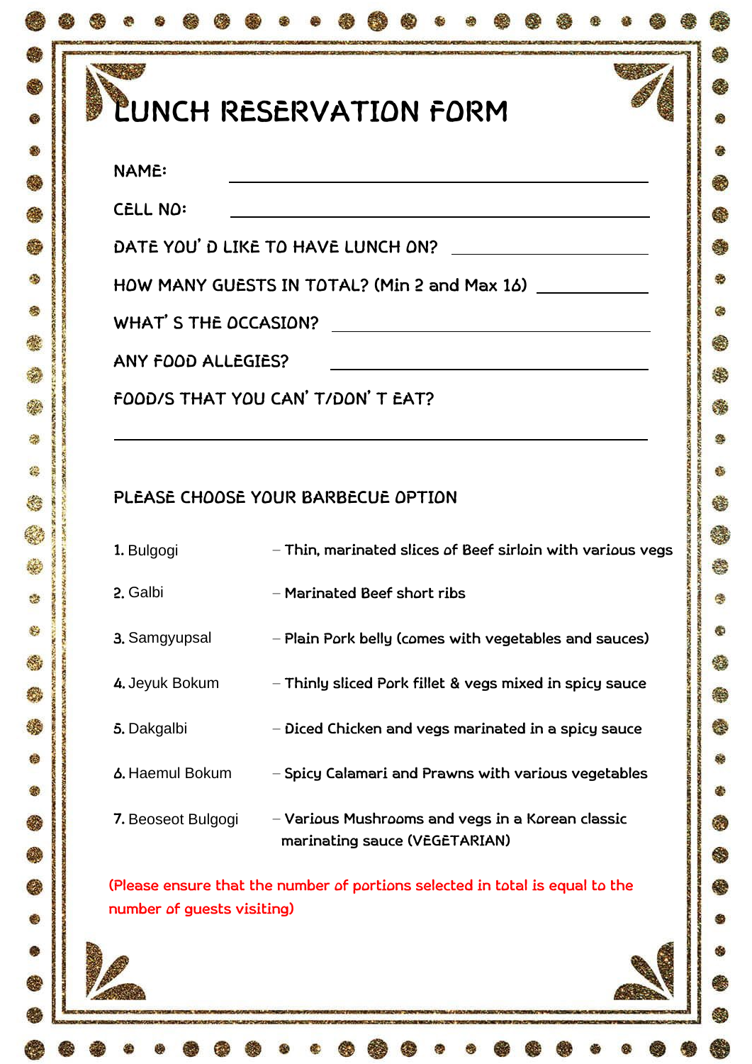# LUNCH RESERVATION FORM

NAME: ____________________________________________

CELL NO: ____________________________________________

DATE YOU' D LIKE TO HAVE LUNCH ON? ______________________

HOW MANY GUESTS IN TOTAL? (Min 2 and Max 16) __________

WHAT' S THE OCCASION? ______________________________

ANY FOOD ALLEGIES? ______________________________

FOOD/S THAT YOU CAN' T/DON' T EAT?

____________________________________________

## PLEASE CHOOSE YOUR BARBECUE OPTION

1. Bulgogi – Thin, marinated slices of Beef sirloin with various vegs
2. Galbi – Marinated Beef short ribs
3. Samgyupsal – Plain Pork belly (comes with vegetables and sauces)
4. Jeyuk Bokum – Thinly sliced Pork fillet & vegs mixed in spicy sauce
5. Dakgalbi – Diced Chicken and vegs marinated in a spicy sauce
6. Haemul Bokum – Spicy Calamari and Prawns with various vegetables
7. Beoseot Bulgogi – Various Mushrooms and vegs in a Korean classic marinating sauce (VEGETARIAN)

(Please ensure that the number of portions selected in total is equal to the number of guests visiting)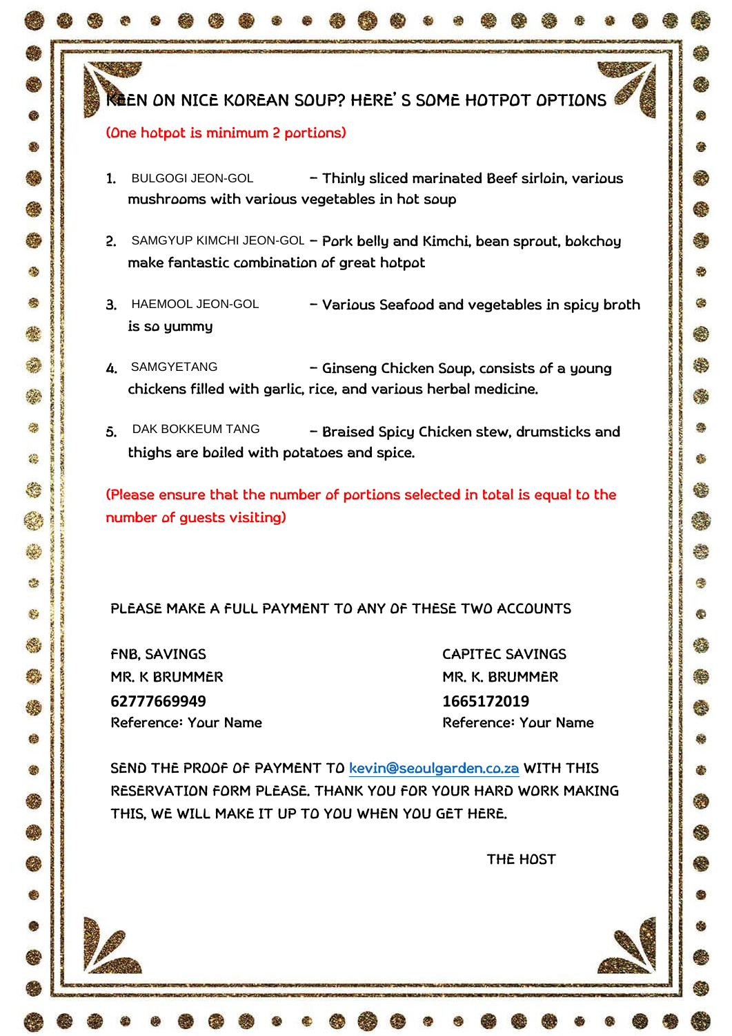# KEEN ON NICE KOREAN SOUP? HERE' S SOME HOTPOT OPTIONS

(One hotpot is minimum 2 portions)

1. BULGOGI JEON-GOL – Thinly sliced marinated Beef sirloin, various mushrooms with various vegetables in hot soup

2. SAMGYUP KIMCHI JEON-GOL – Pork belly and Kimchi, bean sprout, bokchoy make fantastic combination of great hotpot

3. HAEMOOL JEON-GOL – Various Seafood and vegetables in spicy broth is so yummy

4. SAMGYETANG – Ginseng Chicken Soup, consists of a young chickens filled with garlic, rice, and various herbal medicine.

5. DAK BOKKEUM TANG – Braised Spicy Chicken stew, drumsticks and thighs are boiled with potatoes and spice.

(Please ensure that the number of portions selected in total is equal to the number of guests visiting)

PLEASE MAKE A FULL PAYMENT TO ANY OF THESE TWO ACCOUNTS

FNB, SAVINGS
MR. K BRUMMER
**62777669949**
Reference: Your Name

CAPITEC SAVINGS
MR. K. BRUMMER
**1665172019**
Reference: Your Name

SEND THE PROOF OF PAYMENT TO kevin@seoulgarden.co.za WITH THIS RESERVATION FORM PLEASE. THANK YOU FOR YOUR HARD WORK MAKING THIS, WE WILL MAKE IT UP TO YOU WHEN YOU GET HERE.

THE HOST